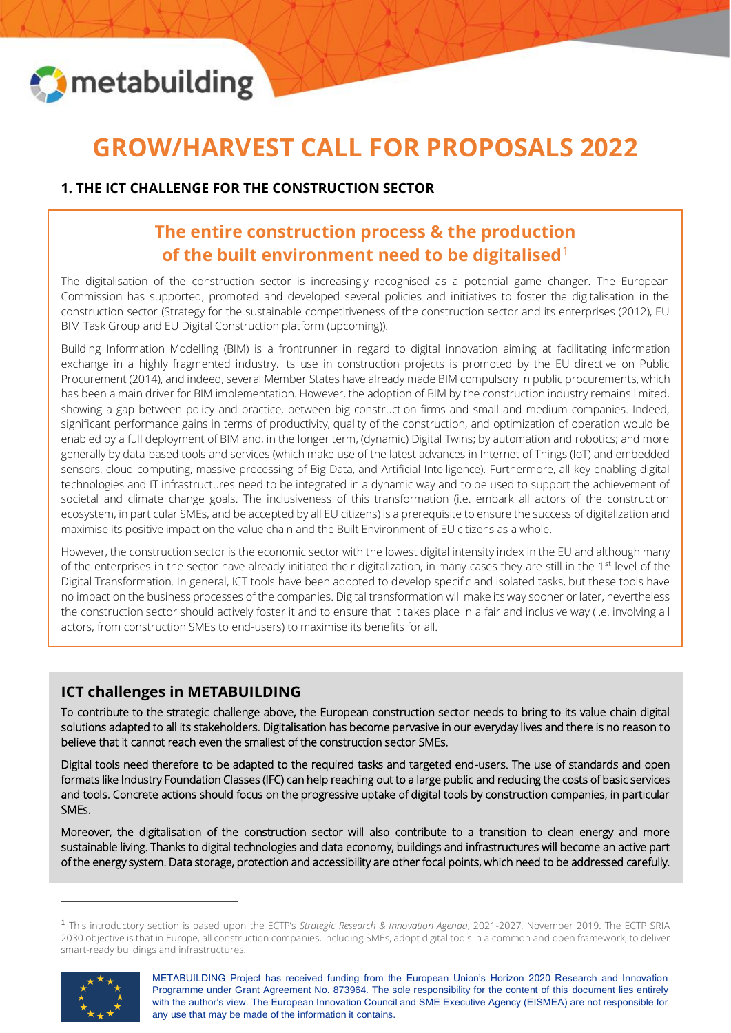# GROW/HARVEST CALL FOR PROPOSALS 2022

## 1. THE ICT CHALLENGE FOR THE CONSTRUCTION SECTOR

### The entire construction process & the production of the built environment need to be digitalised[1]

The digitalisation of the construction sector is increasingly recognised as a potential game changer. The European Commission has supported, promoted and developed several policies and initiatives to foster the digitalisation in the construction sector (Strategy for the sustainable competitiveness of the construction sector and its enterprises (2012), EU BIM Task Group and EU Digital Construction platform (upcoming)).

Building Information Modelling (BIM) is a frontrunner in regard to digital innovation aiming at facilitating information exchange in a highly fragmented industry. Its use in construction projects is promoted by the EU directive on Public Procurement (2014), and indeed, several Member States have already made BIM compulsory in public procurements, which has been a main driver for BIM implementation. However, the adoption of BIM by the construction industry remains limited, showing a gap between policy and practice, between big construction firms and small and medium companies. Indeed, significant performance gains in terms of productivity, quality of the construction, and optimization of operation would be enabled by a full deployment of BIM and, in the longer term, (dynamic) Digital Twins; by automation and robotics; and more generally by data-based tools and services (which make use of the latest advances in Internet of Things (IoT) and embedded sensors, cloud computing, massive processing of Big Data, and Artificial Intelligence). Furthermore, all key enabling digital technologies and IT infrastructures need to be integrated in a dynamic way and to be used to support the achievement of societal and climate change goals. The inclusiveness of this transformation (i.e. embark all actors of the construction ecosystem, in particular SMEs, and be accepted by all EU citizens) is a prerequisite to ensure the success of digitalization and maximise its positive impact on the value chain and the Built Environment of EU citizens as a whole.

However, the construction sector is the economic sector with the lowest digital intensity index in the EU and although many of the enterprises in the sector have already initiated their digitalization, in many cases they are still in the 1st level of the Digital Transformation. In general, ICT tools have been adopted to develop specific and isolated tasks, but these tools have no impact on the business processes of the companies. Digital transformation will make its way sooner or later, nevertheless the construction sector should actively foster it and to ensure that it takes place in a fair and inclusive way (i.e. involving all actors, from construction SMEs to end-users) to maximise its benefits for all.

## ICT challenges in METABUILDING

To contribute to the strategic challenge above, the European construction sector needs to bring to its value chain digital solutions adapted to all its stakeholders. Digitalisation has become pervasive in our everyday lives and there is no reason to believe that it cannot reach even the smallest of the construction sector SMEs.

Digital tools need therefore to be adapted to the required tasks and targeted end-users. The use of standards and open formats like Industry Foundation Classes (IFC) can help reaching out to a large public and reducing the costs of basic services and tools. Concrete actions should focus on the progressive uptake of digital tools by construction companies, in particular SMEs.

Moreover, the digitalisation of the construction sector will also contribute to a transition to clean energy and more sustainable living. Thanks to digital technologies and data economy, buildings and infrastructures will become an active part of the energy system. Data storage, protection and accessibility are other focal points, which need to be addressed carefully.

---

[1] This introductory section is based upon the ECTP's *Strategic Research & Innovation Agenda*, 2021-2027, November 2019. The ECTP SRIA 2030 objective is that in Europe, all construction companies, including SMEs, adopt digital tools in a common and open framework, to deliver smart-ready buildings and infrastructures.

METABUILDING Project has received funding from the European Union's Horizon 2020 Research and Innovation Programme under Grant Agreement No. 873964. The sole responsibility for the content of this document lies entirely with the author's view. The European Innovation Council and SME Executive Agency (EISMEA) are not responsible for any use that may be made of the information it contains.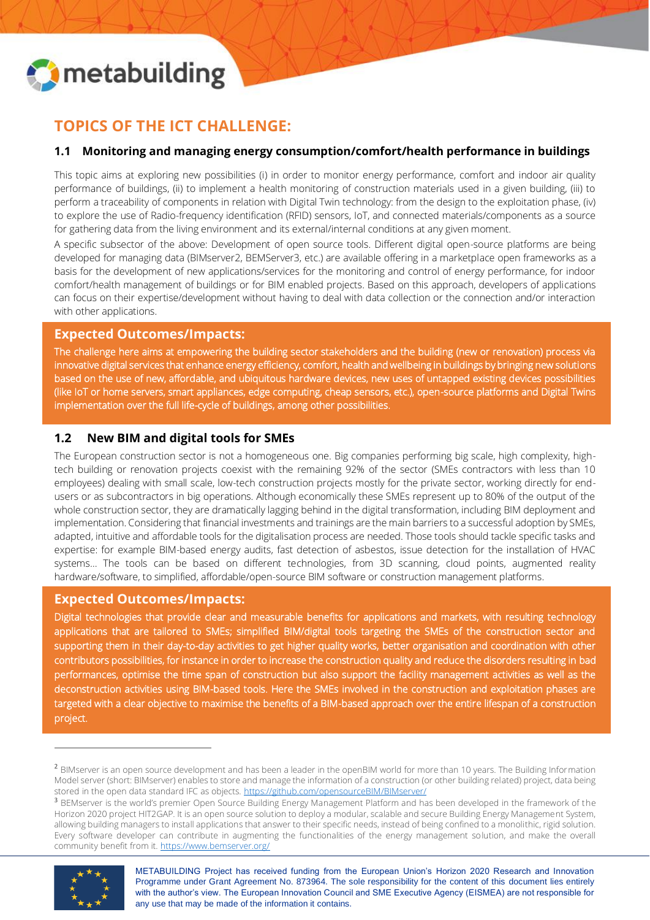## TOPICS OF THE ICT CHALLENGE:

### 1.1 Monitoring and managing energy consumption/comfort/health performance in buildings

This topic aims at exploring new possibilities (i) in order to monitor energy performance, comfort and indoor air quality performance of buildings, (ii) to implement a health monitoring of construction materials used in a given building, (iii) to perform a traceability of components in relation with Digital Twin technology: from the design to the exploitation phase, (iv) to explore the use of Radio-frequency identification (RFID) sensors, IoT, and connected materials/components as a source for gathering data from the living environment and its external/internal conditions at any given moment.

A specific subsector of the above: Development of open source tools. Different digital open-source platforms are being developed for managing data (BIMserver2, BEMServer3, etc.) are available offering in a marketplace open frameworks as a basis for the development of new applications/services for the monitoring and control of energy performance, for indoor comfort/health management of buildings or for BIM enabled projects. Based on this approach, developers of applications can focus on their expertise/development without having to deal with data collection or the connection and/or interaction with other applications.

**Expected Outcomes/Impacts:**

The challenge here aims at empowering the building sector stakeholders and the building (new or renovation) process via innovative digital services that enhance energy efficiency, comfort, health and wellbeing in buildings by bringing new solutions based on the use of new, affordable, and ubiquitous hardware devices, new uses of untapped existing devices possibilities (like IoT or home servers, smart appliances, edge computing, cheap sensors, etc.), open-source platforms and Digital Twins implementation over the full life-cycle of buildings, among other possibilities.

### 1.2 New BIM and digital tools for SMEs

The European construction sector is not a homogeneous one. Big companies performing big scale, high complexity, high-tech building or renovation projects coexist with the remaining 92% of the sector (SMEs contractors with less than 10 employees) dealing with small scale, low-tech construction projects mostly for the private sector, working directly for end-users or as subcontractors in big operations. Although economically these SMEs represent up to 80% of the output of the whole construction sector, they are dramatically lagging behind in the digital transformation, including BIM deployment and implementation. Considering that financial investments and trainings are the main barriers to a successful adoption by SMEs, adapted, intuitive and affordable tools for the digitalisation process are needed. Those tools should tackle specific tasks and expertise: for example BIM-based energy audits, fast detection of asbestos, issue detection for the installation of HVAC systems... The tools can be based on different technologies, from 3D scanning, cloud points, augmented reality hardware/software, to simplified, affordable/open-source BIM software or construction management platforms.

**Expected Outcomes/Impacts:**

Digital technologies that provide clear and measurable benefits for applications and markets, with resulting technology applications that are tailored to SMEs; simplified BIM/digital tools targeting the SMEs of the construction sector and supporting them in their day-to-day activities to get higher quality works, better organisation and coordination with other contributors possibilities, for instance in order to increase the construction quality and reduce the disorders resulting in bad performances, optimise the time span of construction but also support the facility management activities as well as the deconstruction activities using BIM-based tools. Here the SMEs involved in the construction and exploitation phases are targeted with a clear objective to maximise the benefits of a BIM-based approach over the entire lifespan of a construction project.

---

[2] BIMserver is an open source development and has been a leader in the openBIM world for more than 10 years. The Building Information Model server (short: BIMserver) enables to store and manage the information of a construction (or other building related) project, data being stored in the open data standard IFC as objects. https://github.com/opensourceBIM/BIMserver/

[3] BEMserver is the world's premier Open Source Building Energy Management Platform and has been developed in the framework of the Horizon 2020 project HIT2GAP. It is an open source solution to deploy a modular, scalable and secure Building Energy Management System, allowing building managers to install applications that answer to their specific needs, instead of being confined to a monolithic, rigid solution. Every software developer can contribute in augmenting the functionalities of the energy management solution, and make the overall community benefit from it. https://www.bemserver.org/

METABUILDING Project has received funding from the European Union's Horizon 2020 Research and Innovation Programme under Grant Agreement No. 873964. The sole responsibility for the content of this document lies entirely with the author's view. The European Innovation Council and SME Executive Agency (EISMEA) are not responsible for any use that may be made of the information it contains.